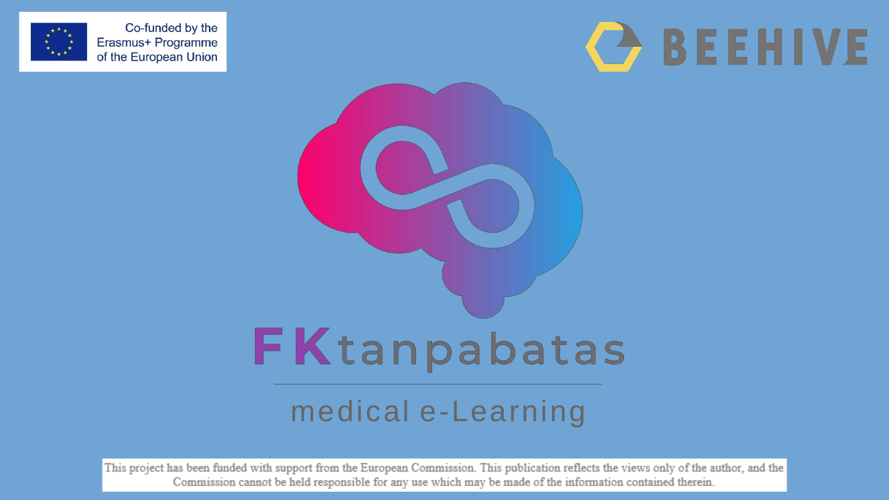Co-funded by the Erasmus+ Programme of the European Union

BEEHIVE

# FKtanpabatas

medical e-Learning

This project has been funded with support from the European Commission. This publication reflects the views only of the author, and the Commission cannot be held responsible for any use which may be made of the information contained therein.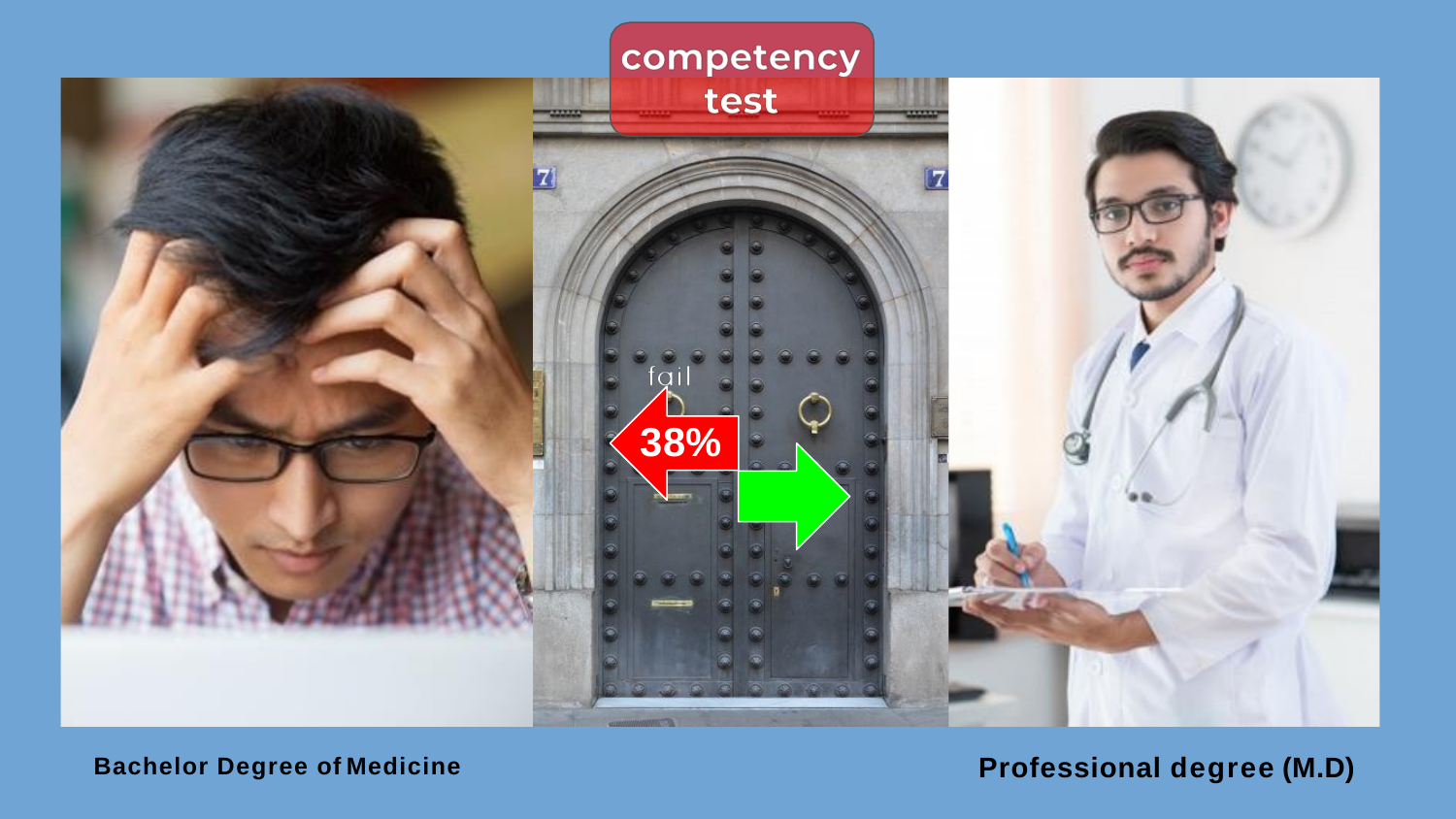competency test

fail

38%

Bachelor Degree of Medicine

Professional degree (M.D)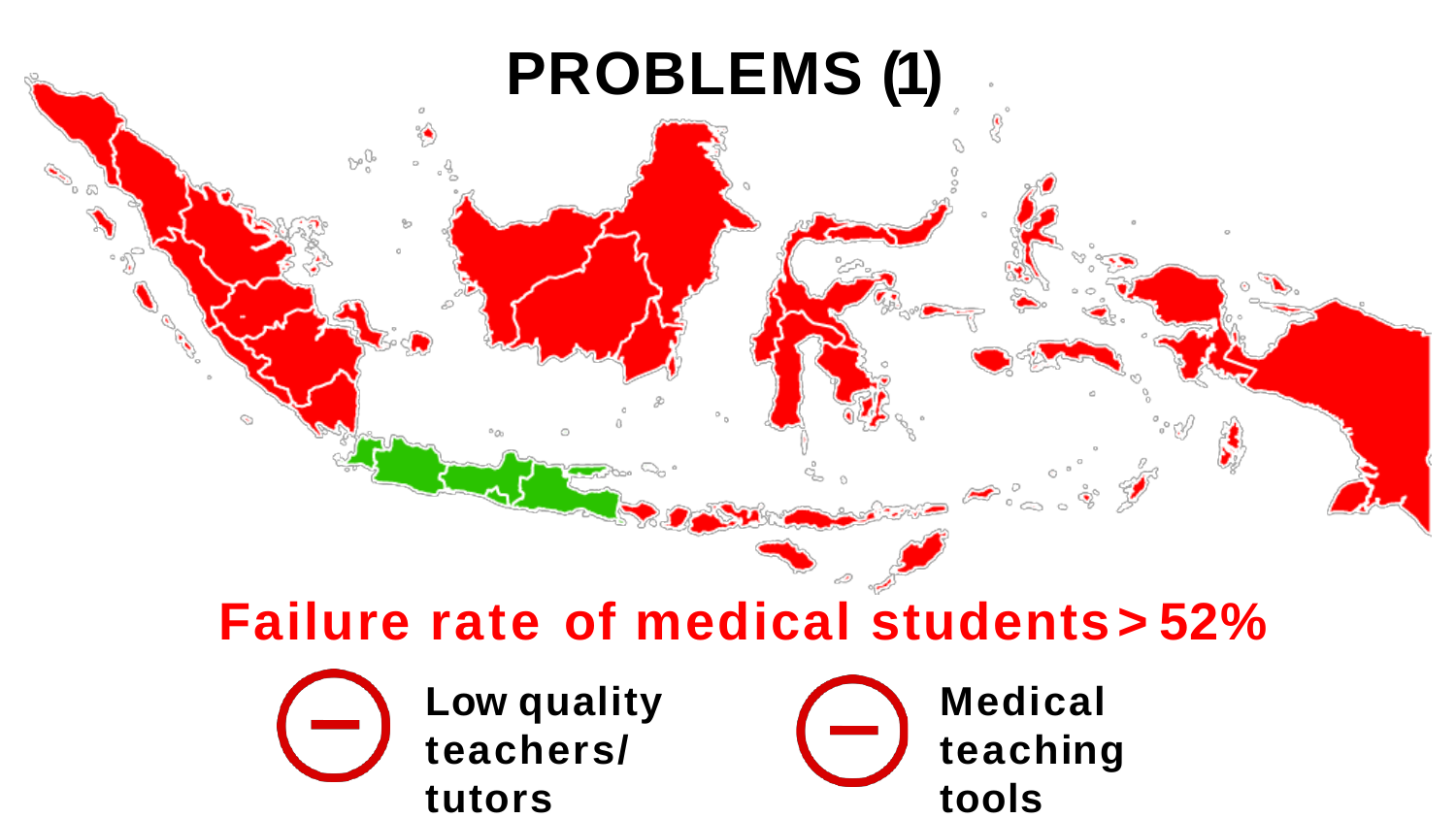# PROBLEMS (1)

**Failure rate of medical students > 52%**

- **Low quality teachers/ tutors**
- **Medical teaching tools**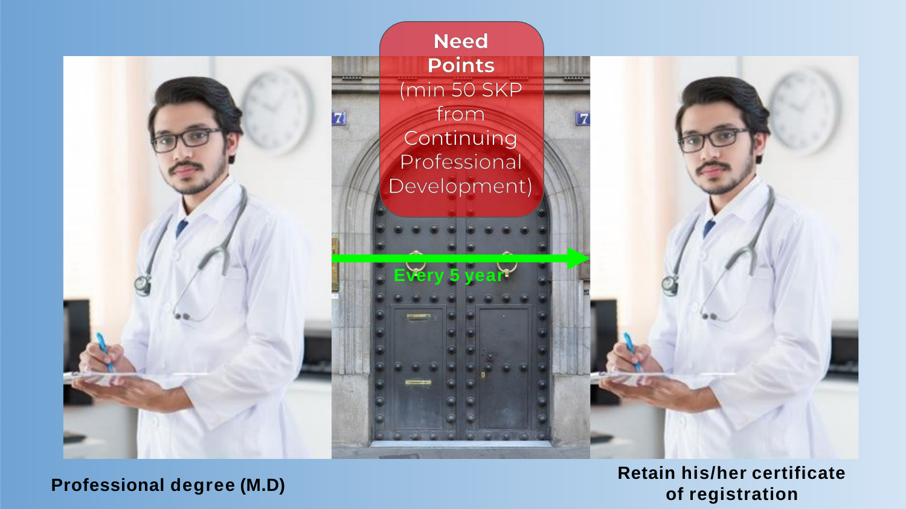**Need Points**

(min 50 SKP from Continuing Professional Development)

Every 5 year

**Professional degree (M.D)**

**Retain his/her certificate of registration**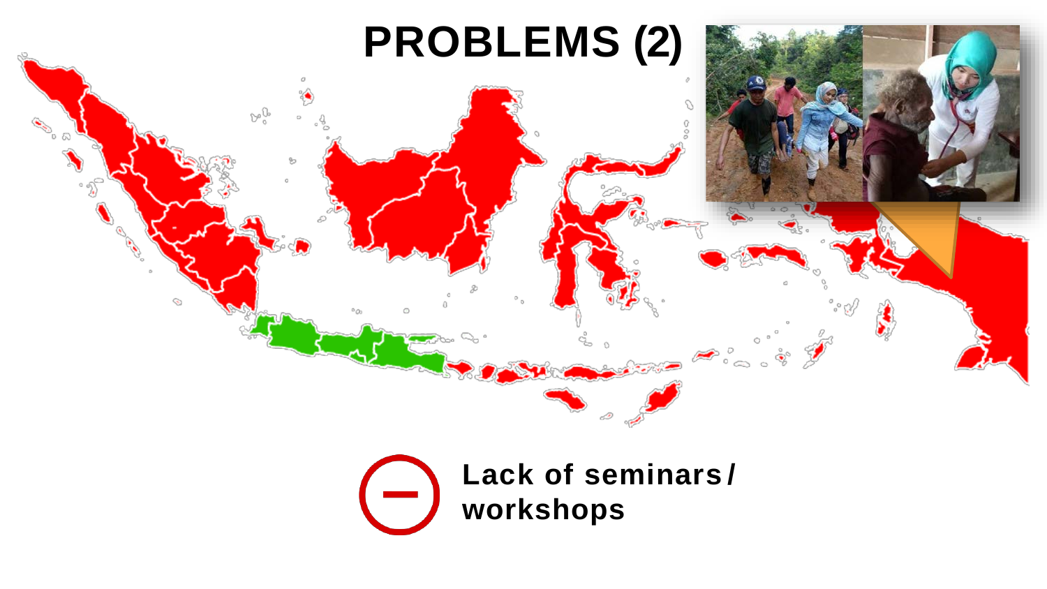# PROBLEMS (2)

**Lack of seminars / workshops**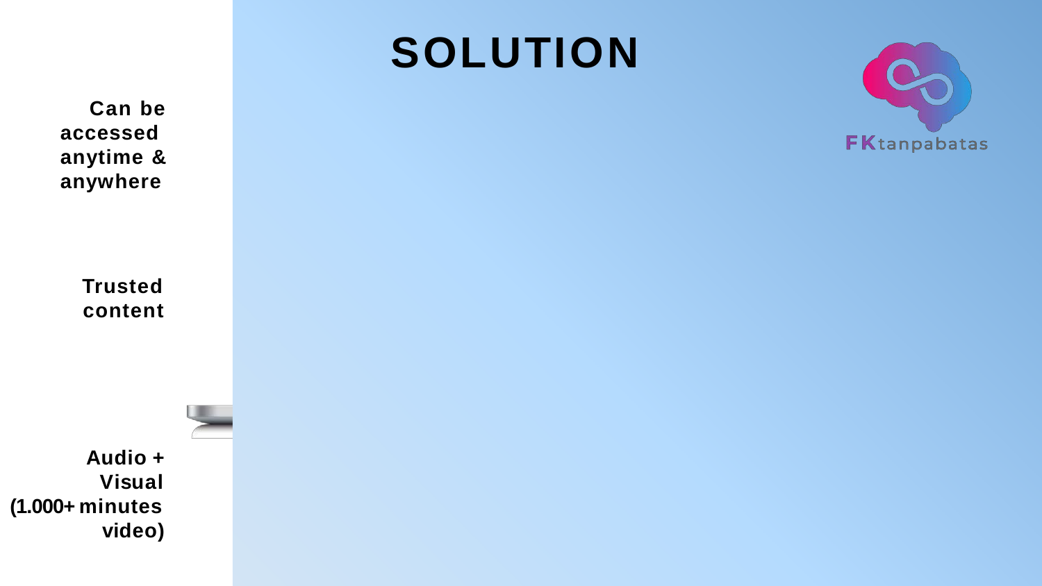# SOLUTION

FKtanpabatas

**Can be accessed anytime & anywhere**

**Trusted content**

**Audio + Visual (1.000+ minutes video)**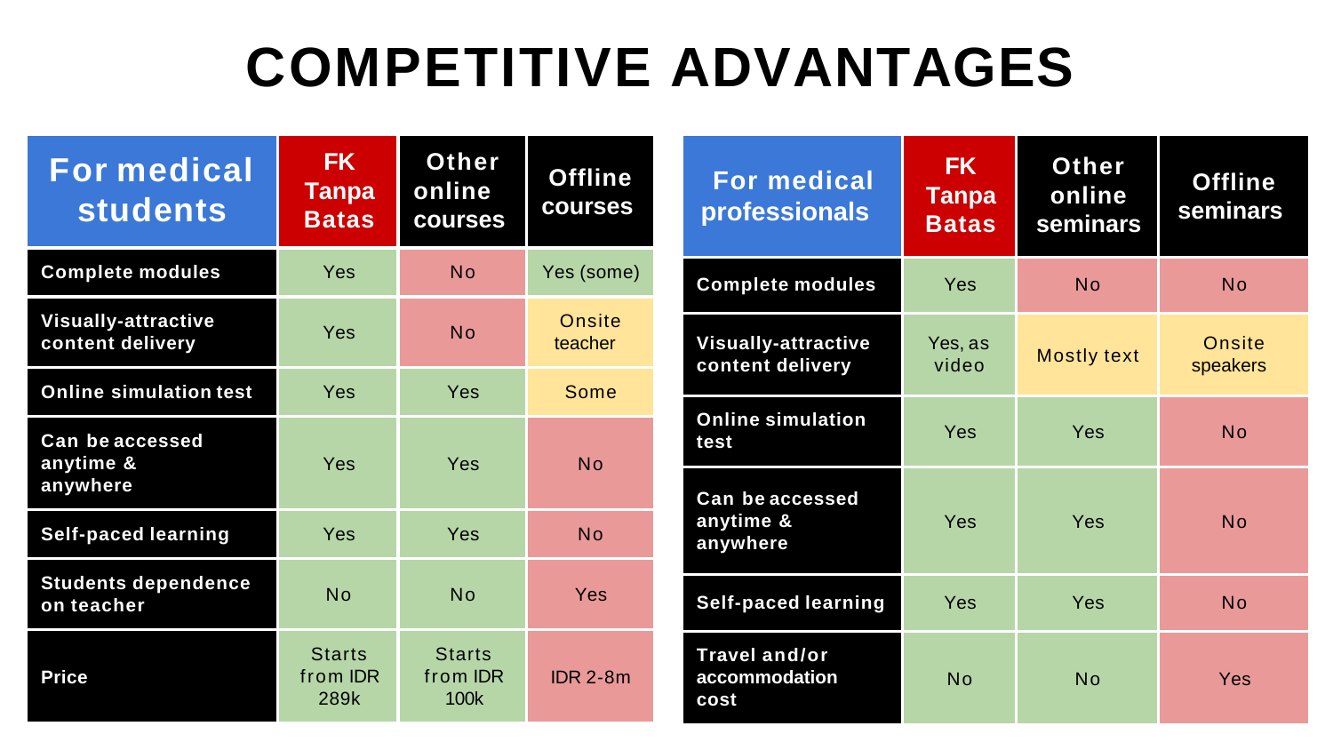# COMPETITIVE ADVANTAGES

| For medical students | FK Tanpa Batas | Other online courses | Offline courses |
|---|---|---|---|
| Complete modules | Yes | No | Yes (some) |
| Visually-attractive content delivery | Yes | No | Onsite teacher |
| Online simulation test | Yes | Yes | Some |
| Can be accessed anytime & anywhere | Yes | Yes | No |
| Self-paced learning | Yes | Yes | No |
| Students dependence on teacher | No | No | Yes |
| Price | Starts from IDR 289k | Starts from IDR 100k | IDR 2-8m |

| For medical professionals | FK Tanpa Batas | Other online seminars | Offline seminars |
|---|---|---|---|
| Complete modules | Yes | No | No |
| Visually-attractive content delivery | Yes, as video | Mostly text | Onsite speakers |
| Online simulation test | Yes | Yes | No |
| Can be accessed anytime & anywhere | Yes | Yes | No |
| Self-paced learning | Yes | Yes | No |
| Travel and/or accommodation cost | No | No | Yes |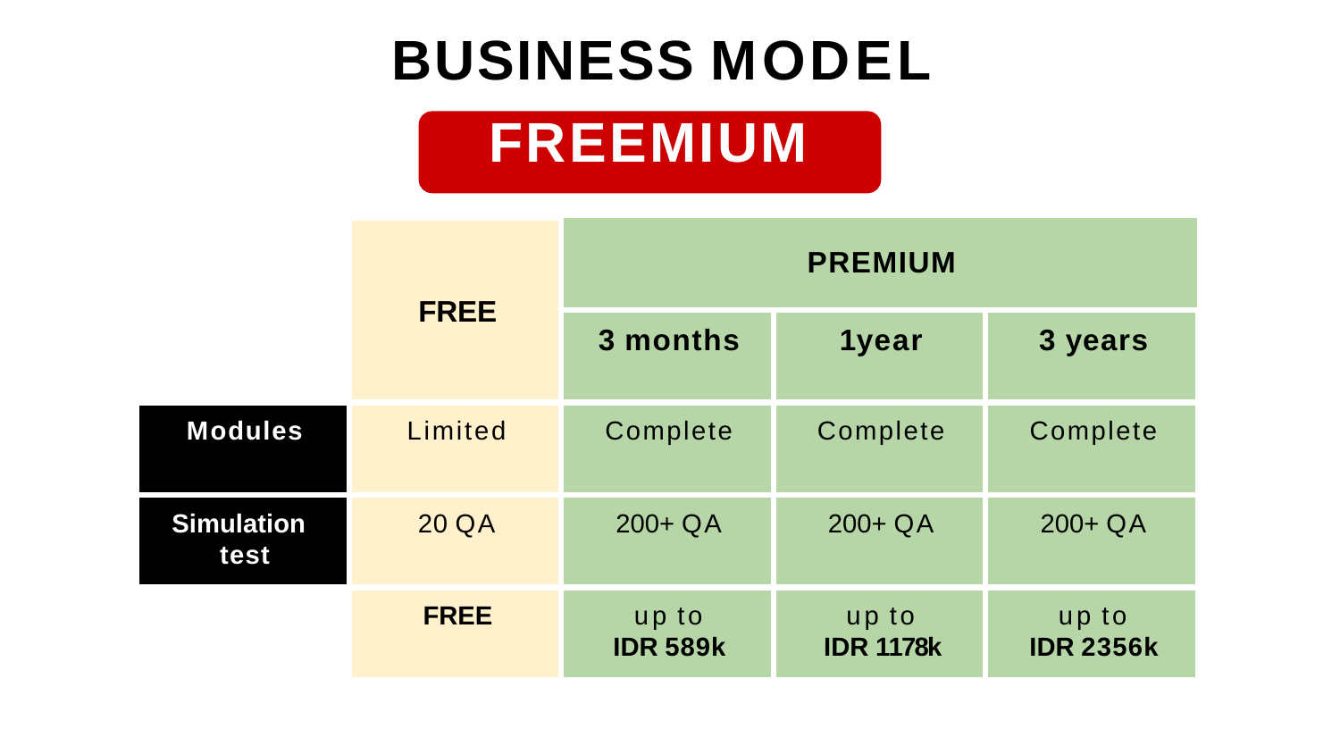# BUSINESS MODEL

## FREEMIUM

| | FREE | PREMIUM | | |
|---|---|---|---|---|
| | | 3 months | 1year | 3 years |
| **Modules** | Limited | Complete | Complete | Complete |
| **Simulation test** | 20 QA | 200+ QA | 200+ QA | 200+ QA |
| | **FREE** | up to **IDR 589k** | up to **IDR 1178k** | up to **IDR 2356k** |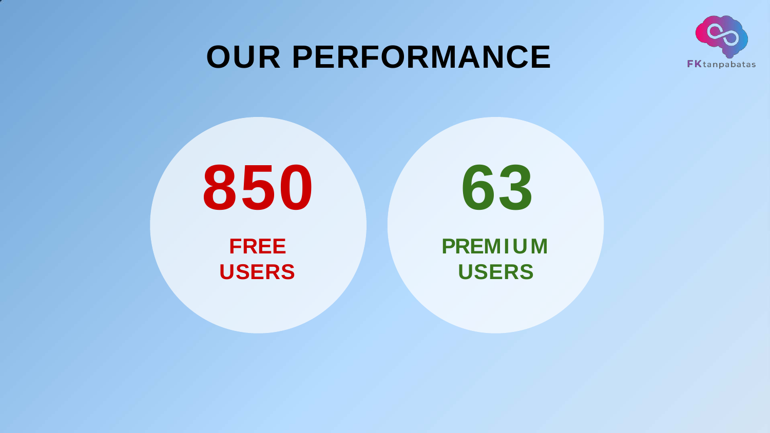# OUR PERFORMANCE

FKtanpabatas

**850**

**FREE USERS**

**63**

**PREMIUM USERS**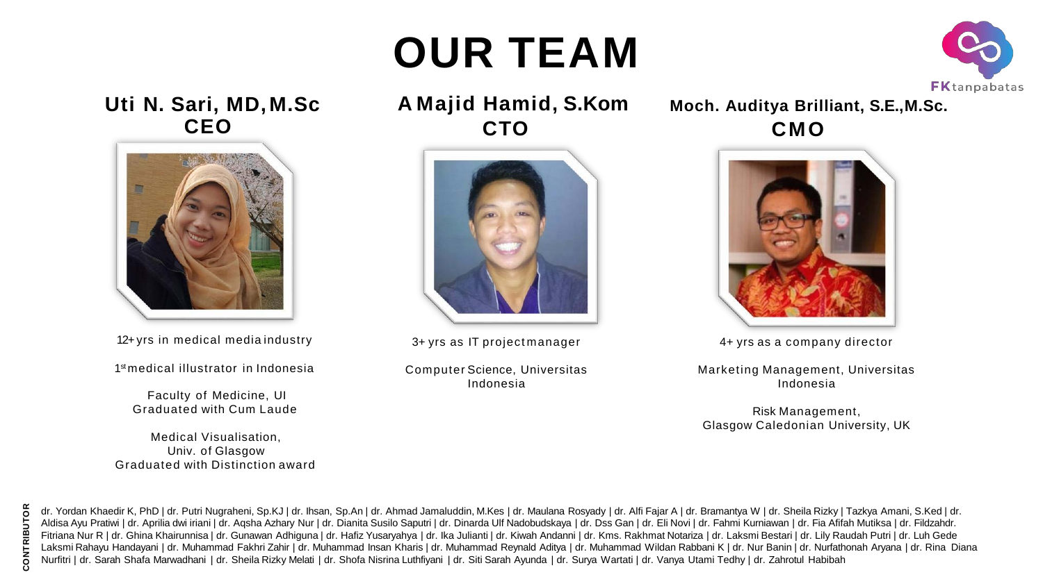# OUR TEAM

FKtanpabatas

## Uti N. Sari, MD, M.Sc
**CEO**

12+ yrs in medical media industry

1st medical illustrator in Indonesia

Faculty of Medicine, UI
Graduated with Cum Laude

Medical Visualisation,
Univ. of Glasgow
Graduated with Distinction award

## A Majid Hamid, S.Kom
**CTO**

3+ yrs as IT project manager

Computer Science, Universitas Indonesia

## Moch. Auditya Brilliant, S.E., M.Sc.
**CMO**

4+ yrs as a company director

Marketing Management, Universitas Indonesia

Risk Management,
Glasgow Caledonian University, UK

**CONTRIBUTOR**

dr. Yordan Khaedir K, PhD | dr. Putri Nugraheni, Sp.KJ | dr. Ihsan, Sp.An | dr. Ahmad Jamaluddin, M.Kes | dr. Maulana Rosyady | dr. Alfi Fajar A | dr. Bramantya W | dr. Sheila Rizky | Tazkya Amani, S.Ked | dr. Aldisa Ayu Pratiwi | dr. Aprilia dwi iriani | dr. Aqsha Azhary Nur | dr. Dianita Susilo Saputri | dr. Dinarda Ulf Nadobudskaya | dr. Dss Gan | dr. Eli Novi | dr. Fahmi Kurniawan | dr. Fia Afifah Mutiksa | dr. Fildzahdr. Fitriana Nur R | dr. Ghina Khairunnisa | dr. Gunawan Adhiguna | dr. Hafiz Yusaryahya | dr. Ika Julianti | dr. Kiwah Andanni | dr. Kms. Rakhmat Notariza | dr. Laksmi Bestari | dr. Lily Raudah Putri | dr. Luh Gede Laksmi Rahayu Handayani | dr. Muhammad Fakhri Zahir | dr. Muhammad Insan Kharis | dr. Muhammad Reynald Aditya | dr. Muhammad Wildan Rabbani K | dr. Nur Banin | dr. Nurfathonah Aryana | dr. Rina Diana Nurfitri | dr. Sarah Shafa Marwadhani | dr. Sheila Rizky Melati | dr. Shofa Nisrina Luthfiyani | dr. Siti Sarah Ayunda | dr. Surya Wartati | dr. Vanya Utami Tedhy | dr. Zahrotul Habibah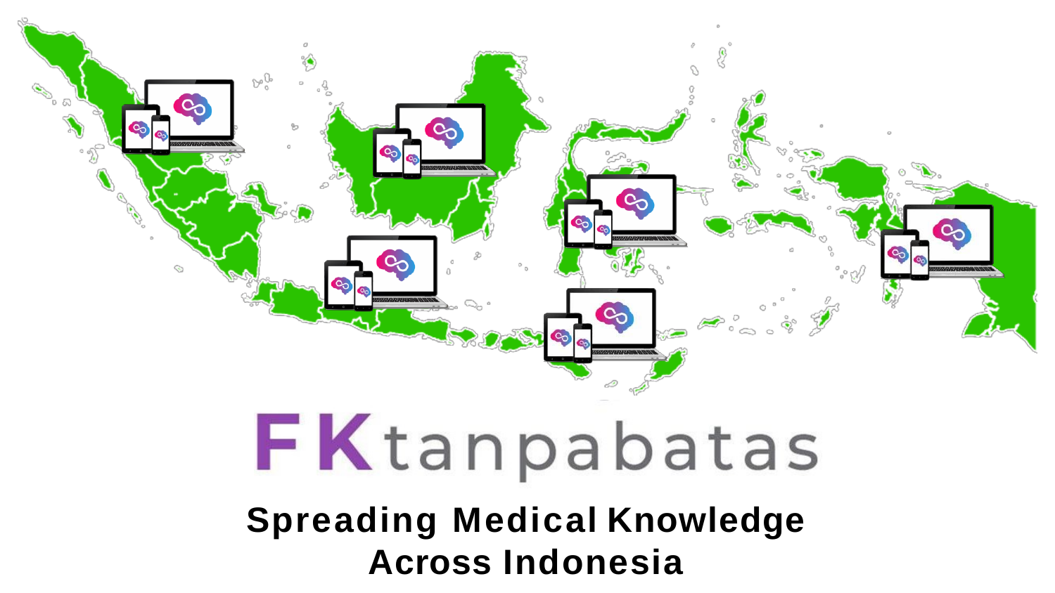FKtanpabatas

**Spreading Medical Knowledge Across Indonesia**